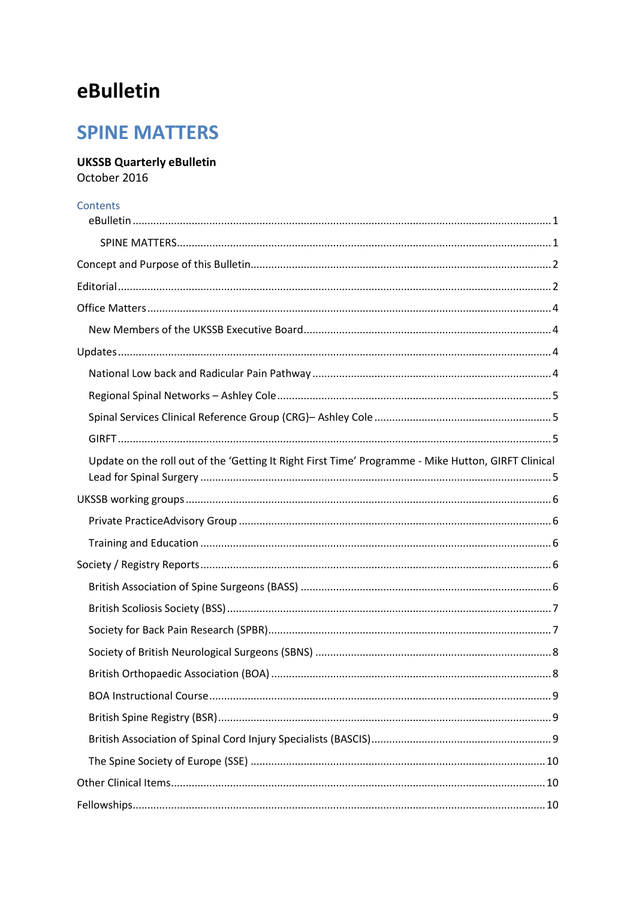# eBulletin

## SPINE MATTERS

**UKSSB Quarterly eBulletin**
October 2016

Contents

- eBulletin ........ 1
  - SPINE MATTERS ........ 1
- Concept and Purpose of this Bulletin ........ 2
- Editorial ........ 2
- Office Matters ........ 4
  - New Members of the UKSSB Executive Board ........ 4
- Updates ........ 4
  - National Low back and Radicular Pain Pathway ........ 4
  - Regional Spinal Networks – Ashley Cole ........ 5
  - Spinal Services Clinical Reference Group (CRG)– Ashley Cole ........ 5
  - GIRFT ........ 5
  - Update on the roll out of the 'Getting It Right First Time' Programme - Mike Hutton, GIRFT Clinical Lead for Spinal Surgery ........ 5
- UKSSB working groups ........ 6
  - Private PracticeAdvisory Group ........ 6
  - Training and Education ........ 6
- Society / Registry Reports ........ 6
  - British Association of Spine Surgeons (BASS) ........ 6
  - British Scoliosis Society (BSS) ........ 7
  - Society for Back Pain Research (SPBR) ........ 7
  - Society of British Neurological Surgeons (SBNS) ........ 8
  - British Orthopaedic Association (BOA) ........ 8
  - BOA Instructional Course ........ 9
  - British Spine Registry (BSR) ........ 9
  - British Association of Spinal Cord Injury Specialists (BASCIS) ........ 9
  - The Spine Society of Europe (SSE) ........ 10
- Other Clinical Items ........ 10
- Fellowships ........ 10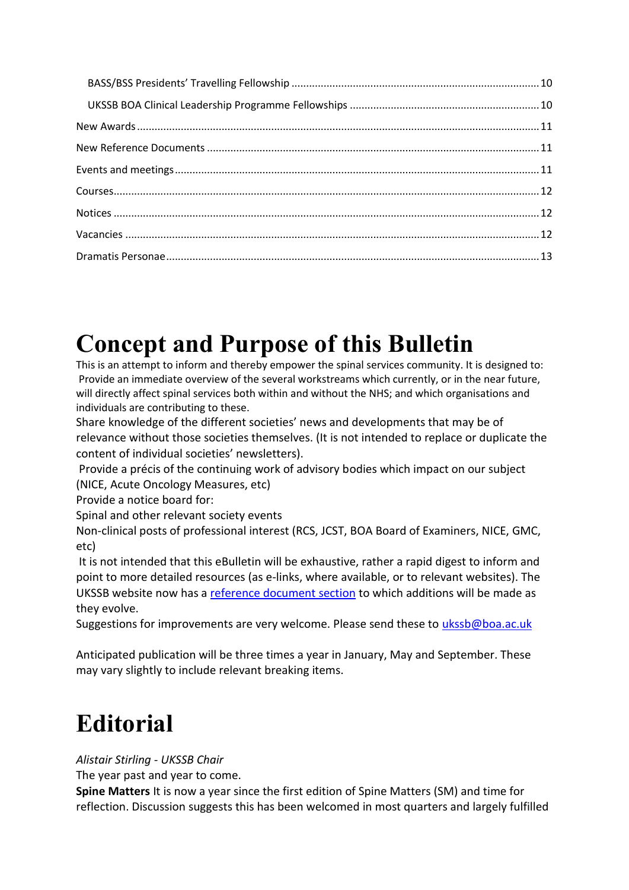BASS/BSS Presidents' Travelling Fellowship ........ 10

UKSSB BOA Clinical Leadership Programme Fellowships ........ 10

New Awards ........ 11

New Reference Documents ........ 11

Events and meetings ........ 11

Courses ........ 12

Notices ........ 12

Vacancies ........ 12

Dramatis Personae ........ 13

# Concept and Purpose of this Bulletin

This is an attempt to inform and thereby empower the spinal services community. It is designed to:

Provide an immediate overview of the several workstreams which currently, or in the near future, will directly affect spinal services both within and without the NHS; and which organisations and individuals are contributing to these.

Share knowledge of the different societies' news and developments that may be of relevance without those societies themselves. (It is not intended to replace or duplicate the content of individual societies' newsletters).

Provide a précis of the continuing work of advisory bodies which impact on our subject (NICE, Acute Oncology Measures, etc)

Provide a notice board for:

Spinal and other relevant society events

Non-clinical posts of professional interest (RCS, JCST, BOA Board of Examiners, NICE, GMC, etc)

It is not intended that this eBulletin will be exhaustive, rather a rapid digest to inform and point to more detailed resources (as e-links, where available, or to relevant websites). The UKSSB website now has a reference document section to which additions will be made as they evolve.

Suggestions for improvements are very welcome. Please send these to ukssb@boa.ac.uk

Anticipated publication will be three times a year in January, May and September. These may vary slightly to include relevant breaking items.

# Editorial

*Alistair Stirling - UKSSB Chair*

The year past and year to come.

**Spine Matters** It is now a year since the first edition of Spine Matters (SM) and time for reflection. Discussion suggests this has been welcomed in most quarters and largely fulfilled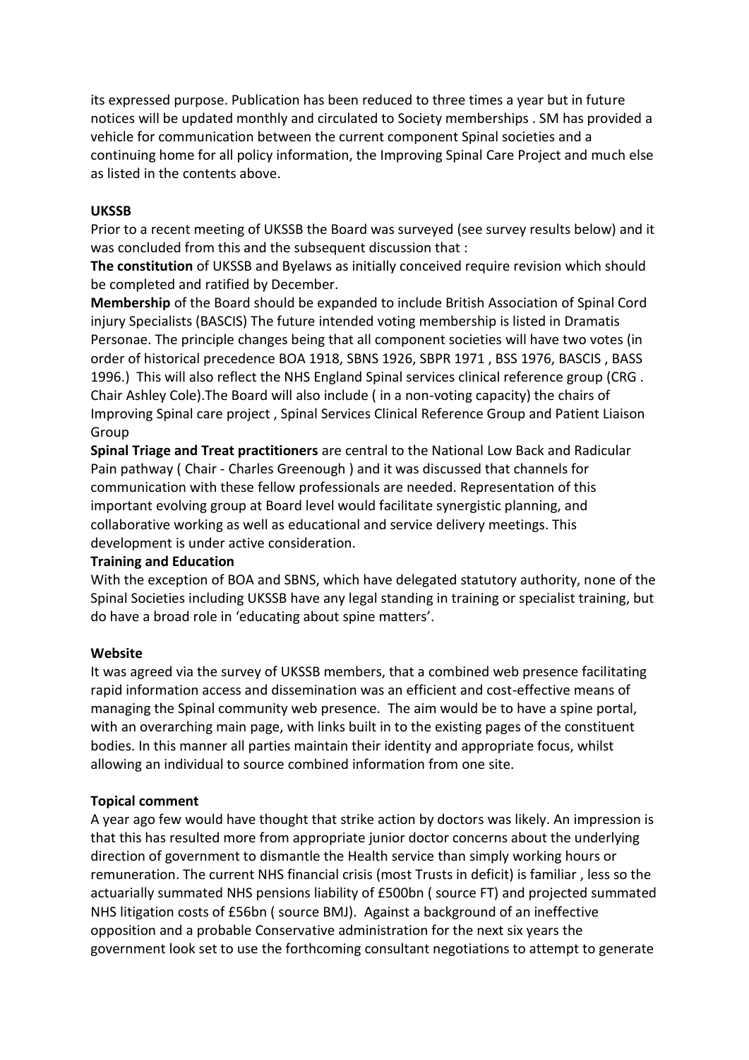its expressed purpose. Publication has been reduced to three times a year but in future notices will be updated monthly and circulated to Society memberships . SM has provided a vehicle for communication between the current component Spinal societies and a continuing home for all policy information, the Improving Spinal Care Project and much else as listed in the contents above.

**UKSSB**

Prior to a recent meeting of UKSSB the Board was surveyed (see survey results below) and it was concluded from this and the subsequent discussion that :

**The constitution** of UKSSB and Byelaws as initially conceived require revision which should be completed and ratified by December.

**Membership** of the Board should be expanded to include British Association of Spinal Cord injury Specialists (BASCIS) The future intended voting membership is listed in Dramatis Personae. The principle changes being that all component societies will have two votes (in order of historical precedence BOA 1918, SBNS 1926, SBPR 1971 , BSS 1976, BASCIS , BASS 1996.) This will also reflect the NHS England Spinal services clinical reference group (CRG . Chair Ashley Cole).The Board will also include ( in a non-voting capacity) the chairs of Improving Spinal care project , Spinal Services Clinical Reference Group and Patient Liaison Group

**Spinal Triage and Treat practitioners** are central to the National Low Back and Radicular Pain pathway ( Chair - Charles Greenough ) and it was discussed that channels for communication with these fellow professionals are needed. Representation of this important evolving group at Board level would facilitate synergistic planning, and collaborative working as well as educational and service delivery meetings. This development is under active consideration.

**Training and Education**

With the exception of BOA and SBNS, which have delegated statutory authority, none of the Spinal Societies including UKSSB have any legal standing in training or specialist training, but do have a broad role in 'educating about spine matters'.

**Website**

It was agreed via the survey of UKSSB members, that a combined web presence facilitating rapid information access and dissemination was an efficient and cost-effective means of managing the Spinal community web presence. The aim would be to have a spine portal, with an overarching main page, with links built in to the existing pages of the constituent bodies. In this manner all parties maintain their identity and appropriate focus, whilst allowing an individual to source combined information from one site.

**Topical comment**

A year ago few would have thought that strike action by doctors was likely. An impression is that this has resulted more from appropriate junior doctor concerns about the underlying direction of government to dismantle the Health service than simply working hours or remuneration. The current NHS financial crisis (most Trusts in deficit) is familiar , less so the actuarially summated NHS pensions liability of £500bn ( source FT) and projected summated NHS litigation costs of £56bn ( source BMJ). Against a background of an ineffective opposition and a probable Conservative administration for the next six years the government look set to use the forthcoming consultant negotiations to attempt to generate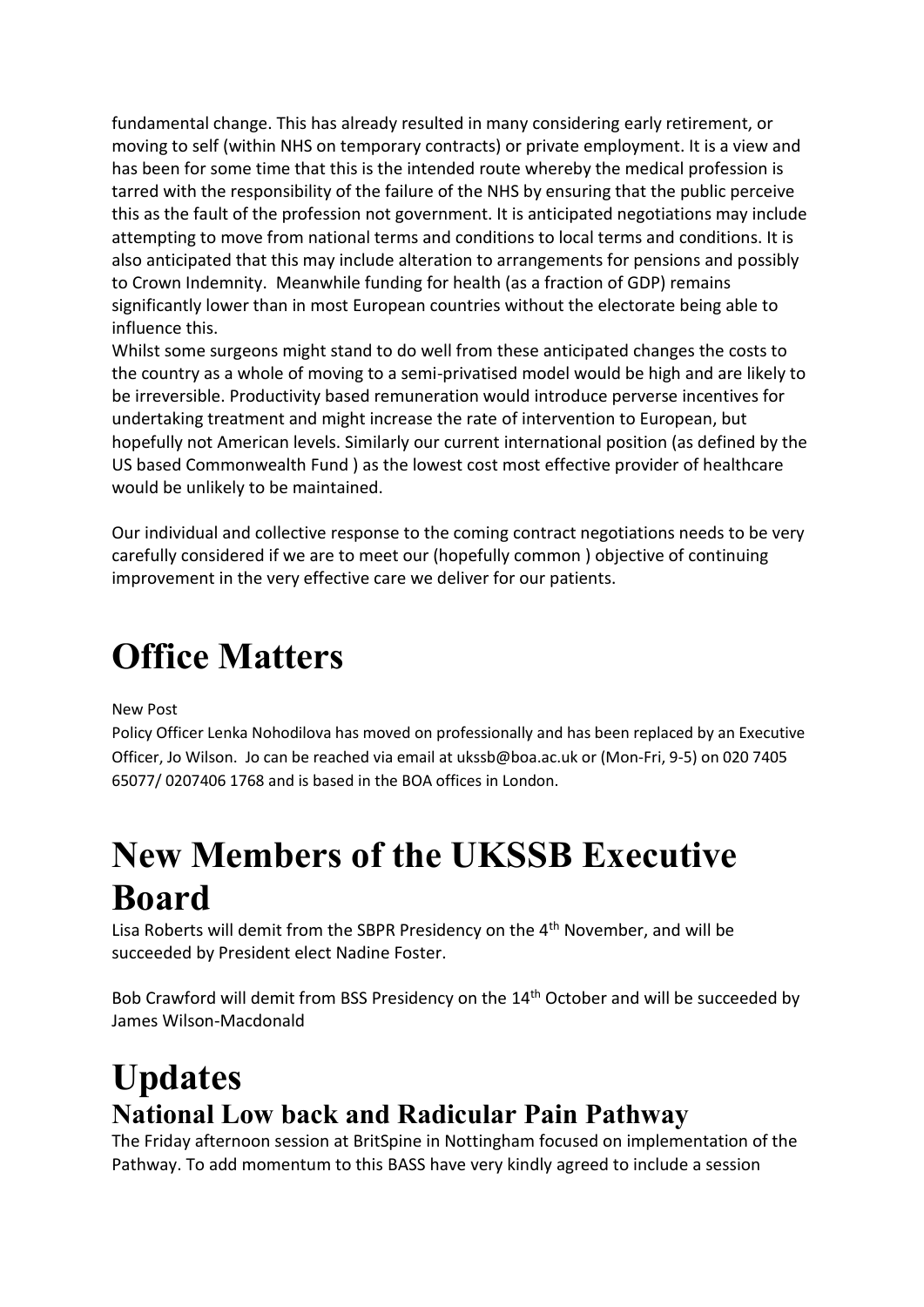fundamental change. This has already resulted in many considering early retirement, or moving to self (within NHS on temporary contracts) or private employment. It is a view and has been for some time that this is the intended route whereby the medical profession is tarred with the responsibility of the failure of the NHS by ensuring that the public perceive this as the fault of the profession not government. It is anticipated negotiations may include attempting to move from national terms and conditions to local terms and conditions. It is also anticipated that this may include alteration to arrangements for pensions and possibly to Crown Indemnity. Meanwhile funding for health (as a fraction of GDP) remains significantly lower than in most European countries without the electorate being able to influence this.

Whilst some surgeons might stand to do well from these anticipated changes the costs to the country as a whole of moving to a semi-privatised model would be high and are likely to be irreversible. Productivity based remuneration would introduce perverse incentives for undertaking treatment and might increase the rate of intervention to European, but hopefully not American levels. Similarly our current international position (as defined by the US based Commonwealth Fund ) as the lowest cost most effective provider of healthcare would be unlikely to be maintained.

Our individual and collective response to the coming contract negotiations needs to be very carefully considered if we are to meet our (hopefully common ) objective of continuing improvement in the very effective care we deliver for our patients.

# Office Matters

New Post

Policy Officer Lenka Nohodilova has moved on professionally and has been replaced by an Executive Officer, Jo Wilson. Jo can be reached via email at ukssb@boa.ac.uk or (Mon-Fri, 9-5) on 020 7405 65077/ 0207406 1768 and is based in the BOA offices in London.

# New Members of the UKSSB Executive Board

Lisa Roberts will demit from the SBPR Presidency on the 4th November, and will be succeeded by President elect Nadine Foster.

Bob Crawford will demit from BSS Presidency on the 14th October and will be succeeded by James Wilson-Macdonald

# Updates

## National Low back and Radicular Pain Pathway

The Friday afternoon session at BritSpine in Nottingham focused on implementation of the Pathway. To add momentum to this BASS have very kindly agreed to include a session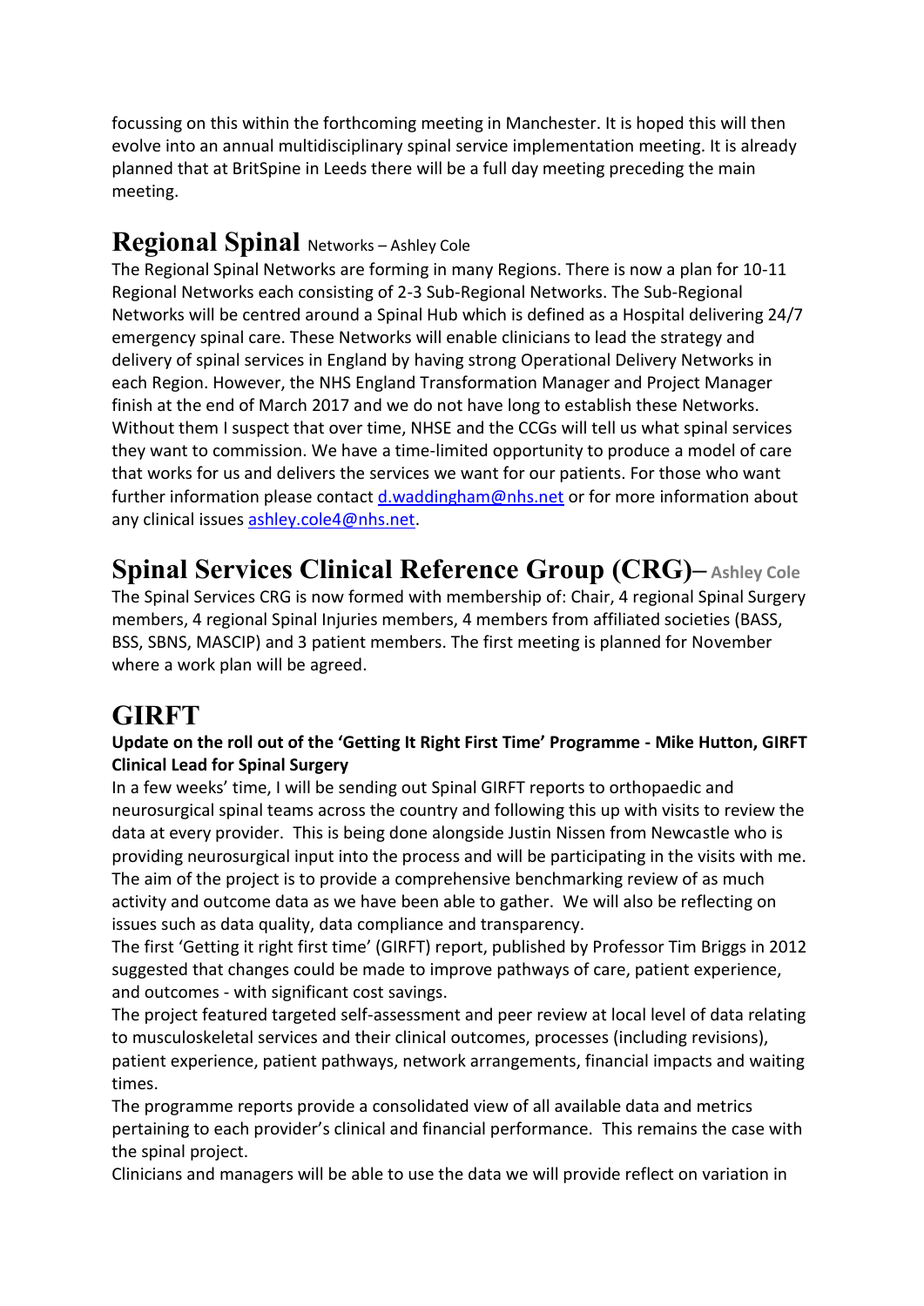focussing on this within the forthcoming meeting in Manchester. It is hoped this will then evolve into an annual multidisciplinary spinal service implementation meeting. It is already planned that at BritSpine in Leeds there will be a full day meeting preceding the main meeting.

## Regional Spinal Networks – Ashley Cole

The Regional Spinal Networks are forming in many Regions. There is now a plan for 10-11 Regional Networks each consisting of 2-3 Sub-Regional Networks. The Sub-Regional Networks will be centred around a Spinal Hub which is defined as a Hospital delivering 24/7 emergency spinal care. These Networks will enable clinicians to lead the strategy and delivery of spinal services in England by having strong Operational Delivery Networks in each Region. However, the NHS England Transformation Manager and Project Manager finish at the end of March 2017 and we do not have long to establish these Networks. Without them I suspect that over time, NHSE and the CCGs will tell us what spinal services they want to commission. We have a time-limited opportunity to produce a model of care that works for us and delivers the services we want for our patients. For those who want further information please contact d.waddingham@nhs.net or for more information about any clinical issues ashley.cole4@nhs.net.

## Spinal Services Clinical Reference Group (CRG)– Ashley Cole

The Spinal Services CRG is now formed with membership of: Chair, 4 regional Spinal Surgery members, 4 regional Spinal Injuries members, 4 members from affiliated societies (BASS, BSS, SBNS, MASCIP) and 3 patient members. The first meeting is planned for November where a work plan will be agreed.

## GIRFT

**Update on the roll out of the 'Getting It Right First Time' Programme - Mike Hutton, GIRFT Clinical Lead for Spinal Surgery**

In a few weeks' time, I will be sending out Spinal GIRFT reports to orthopaedic and neurosurgical spinal teams across the country and following this up with visits to review the data at every provider. This is being done alongside Justin Nissen from Newcastle who is providing neurosurgical input into the process and will be participating in the visits with me. The aim of the project is to provide a comprehensive benchmarking review of as much activity and outcome data as we have been able to gather. We will also be reflecting on issues such as data quality, data compliance and transparency.

The first 'Getting it right first time' (GIRFT) report, published by Professor Tim Briggs in 2012 suggested that changes could be made to improve pathways of care, patient experience, and outcomes - with significant cost savings.

The project featured targeted self-assessment and peer review at local level of data relating to musculoskeletal services and their clinical outcomes, processes (including revisions), patient experience, patient pathways, network arrangements, financial impacts and waiting times.

The programme reports provide a consolidated view of all available data and metrics pertaining to each provider's clinical and financial performance. This remains the case with the spinal project.

Clinicians and managers will be able to use the data we will provide reflect on variation in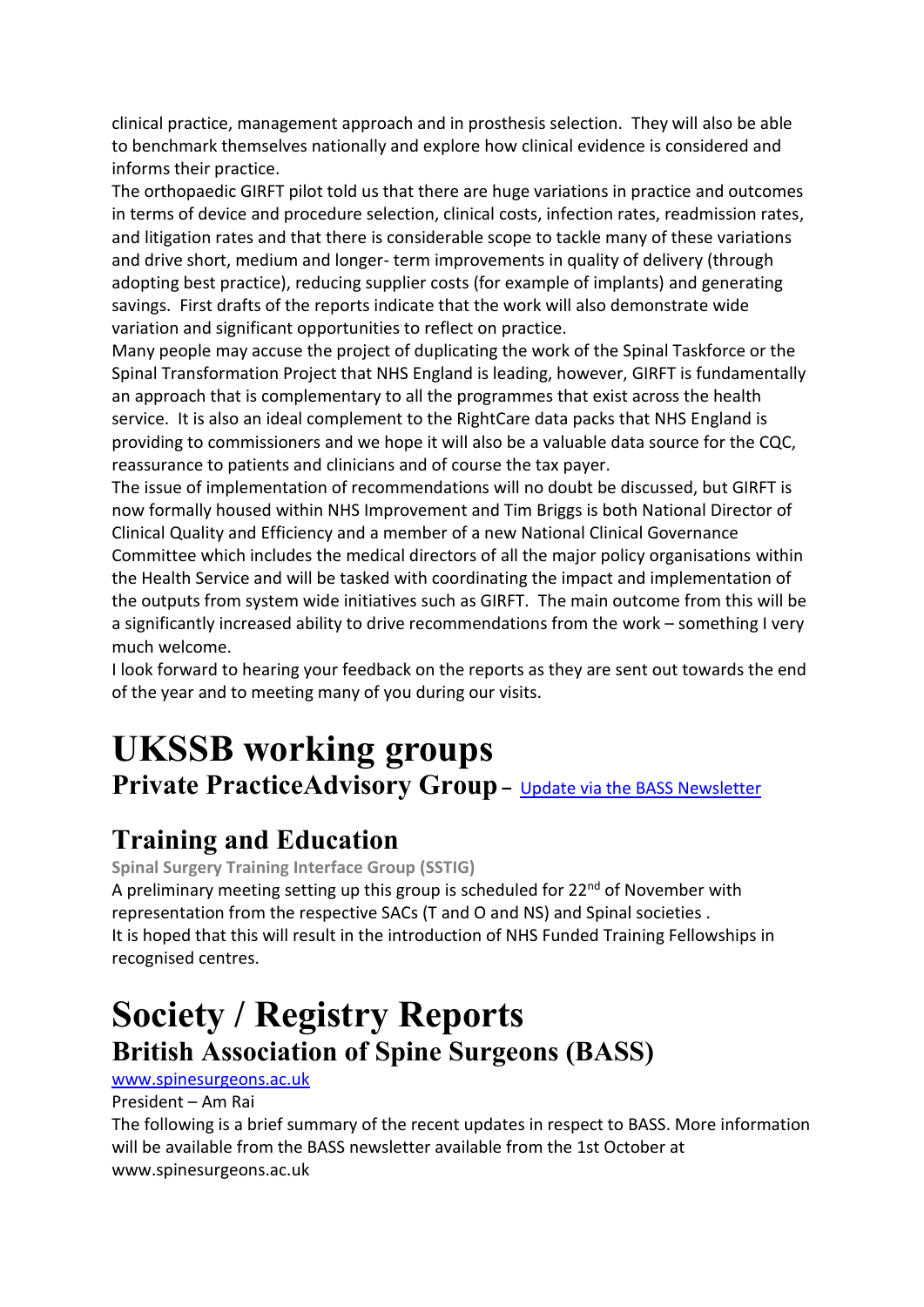clinical practice, management approach and in prosthesis selection. They will also be able to benchmark themselves nationally and explore how clinical evidence is considered and informs their practice.

The orthopaedic GIRFT pilot told us that there are huge variations in practice and outcomes in terms of device and procedure selection, clinical costs, infection rates, readmission rates, and litigation rates and that there is considerable scope to tackle many of these variations and drive short, medium and longer- term improvements in quality of delivery (through adopting best practice), reducing supplier costs (for example of implants) and generating savings. First drafts of the reports indicate that the work will also demonstrate wide variation and significant opportunities to reflect on practice.

Many people may accuse the project of duplicating the work of the Spinal Taskforce or the Spinal Transformation Project that NHS England is leading, however, GIRFT is fundamentally an approach that is complementary to all the programmes that exist across the health service. It is also an ideal complement to the RightCare data packs that NHS England is providing to commissioners and we hope it will also be a valuable data source for the CQC, reassurance to patients and clinicians and of course the tax payer.

The issue of implementation of recommendations will no doubt be discussed, but GIRFT is now formally housed within NHS Improvement and Tim Briggs is both National Director of Clinical Quality and Efficiency and a member of a new National Clinical Governance Committee which includes the medical directors of all the major policy organisations within the Health Service and will be tasked with coordinating the impact and implementation of the outputs from system wide initiatives such as GIRFT. The main outcome from this will be a significantly increased ability to drive recommendations from the work – something I very much welcome.

I look forward to hearing your feedback on the reports as they are sent out towards the end of the year and to meeting many of you during our visits.

# UKSSB working groups

## Private PracticeAdvisory Group – Update via the BASS Newsletter

## Training and Education

**Spinal Surgery Training Interface Group (SSTIG)**

A preliminary meeting setting up this group is scheduled for 22nd of November with representation from the respective SACs (T and O and NS) and Spinal societies .

It is hoped that this will result in the introduction of NHS Funded Training Fellowships in recognised centres.

# Society / Registry Reports

## British Association of Spine Surgeons (BASS)

www.spinesurgeons.ac.uk

President – Am Rai

The following is a brief summary of the recent updates in respect to BASS. More information will be available from the BASS newsletter available from the 1st October at www.spinesurgeons.ac.uk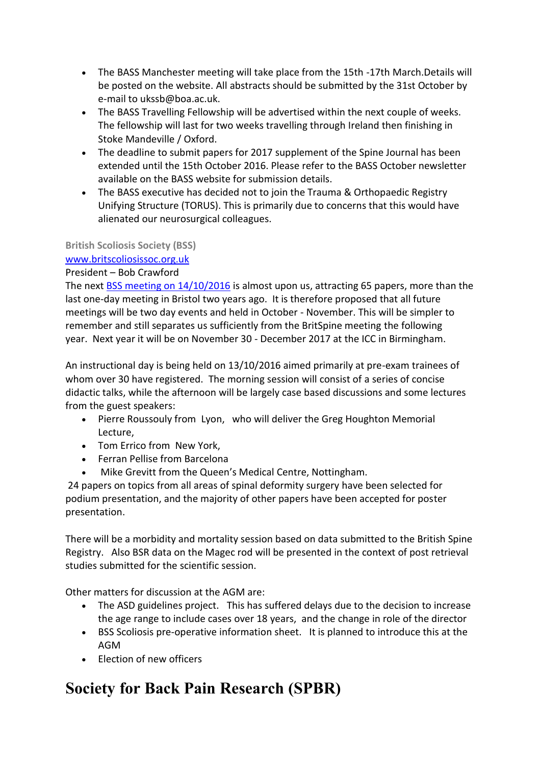- The BASS Manchester meeting will take place from the 15th -17th March.Details will be posted on the website. All abstracts should be submitted by the 31st October by e-mail to ukssb@boa.ac.uk.
- The BASS Travelling Fellowship will be advertised within the next couple of weeks. The fellowship will last for two weeks travelling through Ireland then finishing in Stoke Mandeville / Oxford.
- The deadline to submit papers for 2017 supplement of the Spine Journal has been extended until the 15th October 2016. Please refer to the BASS October newsletter available on the BASS website for submission details.
- The BASS executive has decided not to join the Trauma & Orthopaedic Registry Unifying Structure (TORUS). This is primarily due to concerns that this would have alienated our neurosurgical colleagues.

**British Scoliosis Society (BSS)**

[www.britscoliosissoc.org.uk](www.britscoliosissoc.org.uk)

President – Bob Crawford

The next [BSS meeting on 14/10/2016]() is almost upon us, attracting 65 papers, more than the last one-day meeting in Bristol two years ago. It is therefore proposed that all future meetings will be two day events and held in October - November. This will be simpler to remember and still separates us sufficiently from the BritSpine meeting the following year. Next year it will be on November 30 - December 2017 at the ICC in Birmingham.

An instructional day is being held on 13/10/2016 aimed primarily at pre-exam trainees of whom over 30 have registered. The morning session will consist of a series of concise didactic talks, while the afternoon will be largely case based discussions and some lectures from the guest speakers:

- Pierre Roussouly from Lyon, who will deliver the Greg Houghton Memorial Lecture,
- Tom Errico from New York,
- Ferran Pellise from Barcelona
- Mike Grevitt from the Queen's Medical Centre, Nottingham.

24 papers on topics from all areas of spinal deformity surgery have been selected for podium presentation, and the majority of other papers have been accepted for poster presentation.

There will be a morbidity and mortality session based on data submitted to the British Spine Registry. Also BSR data on the Magec rod will be presented in the context of post retrieval studies submitted for the scientific session.

Other matters for discussion at the AGM are:

- The ASD guidelines project. This has suffered delays due to the decision to increase the age range to include cases over 18 years, and the change in role of the director
- BSS Scoliosis pre-operative information sheet. It is planned to introduce this at the AGM
- Election of new officers

# Society for Back Pain Research (SPBR)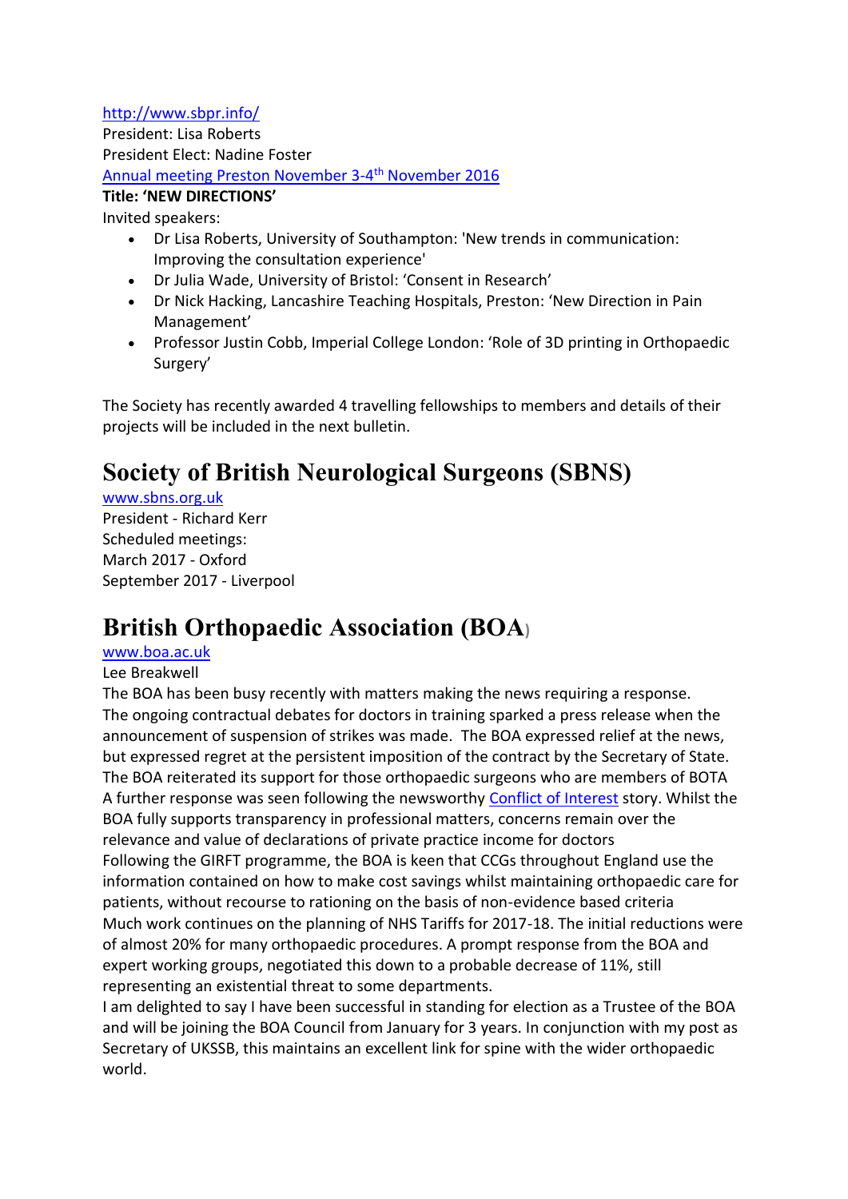http://www.sbpr.info/
President: Lisa Roberts
President Elect: Nadine Foster
Annual meeting Preston November 3-4th November 2016
**Title: 'NEW DIRECTIONS'**
Invited speakers:

- Dr Lisa Roberts, University of Southampton: 'New trends in communication: Improving the consultation experience'
- Dr Julia Wade, University of Bristol: 'Consent in Research'
- Dr Nick Hacking, Lancashire Teaching Hospitals, Preston: 'New Direction in Pain Management'
- Professor Justin Cobb, Imperial College London: 'Role of 3D printing in Orthopaedic Surgery'

The Society has recently awarded 4 travelling fellowships to members and details of their projects will be included in the next bulletin.

# Society of British Neurological Surgeons (SBNS)

www.sbns.org.uk
President - Richard Kerr
Scheduled meetings:
March 2017 - Oxford
September 2017 - Liverpool

# British Orthopaedic Association (BOA)

www.boa.ac.uk
Lee Breakwell
The BOA has been busy recently with matters making the news requiring a response.
The ongoing contractual debates for doctors in training sparked a press release when the announcement of suspension of strikes was made. The BOA expressed relief at the news, but expressed regret at the persistent imposition of the contract by the Secretary of State. The BOA reiterated its support for those orthopaedic surgeons who are members of BOTA
A further response was seen following the newsworthy Conflict of Interest story. Whilst the BOA fully supports transparency in professional matters, concerns remain over the relevance and value of declarations of private practice income for doctors
Following the GIRFT programme, the BOA is keen that CCGs throughout England use the information contained on how to make cost savings whilst maintaining orthopaedic care for patients, without recourse to rationing on the basis of non-evidence based criteria
Much work continues on the planning of NHS Tariffs for 2017-18. The initial reductions were of almost 20% for many orthopaedic procedures. A prompt response from the BOA and expert working groups, negotiated this down to a probable decrease of 11%, still representing an existential threat to some departments.
I am delighted to say I have been successful in standing for election as a Trustee of the BOA and will be joining the BOA Council from January for 3 years. In conjunction with my post as Secretary of UKSSB, this maintains an excellent link for spine with the wider orthopaedic world.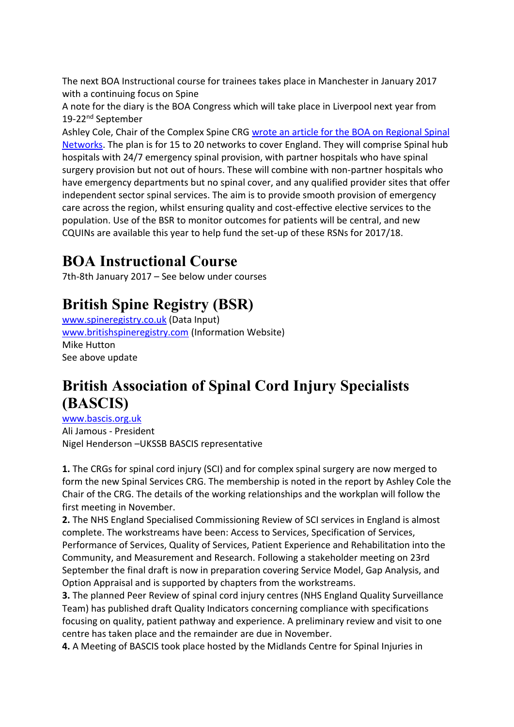The next BOA Instructional course for trainees takes place in Manchester in January 2017 with a continuing focus on Spine

A note for the diary is the BOA Congress which will take place in Liverpool next year from 19-22nd September

Ashley Cole, Chair of the Complex Spine CRG wrote an article for the BOA on Regional Spinal Networks. The plan is for 15 to 20 networks to cover England. They will comprise Spinal hub hospitals with 24/7 emergency spinal provision, with partner hospitals who have spinal surgery provision but not out of hours. These will combine with non-partner hospitals who have emergency departments but no spinal cover, and any qualified provider sites that offer independent sector spinal services. The aim is to provide smooth provision of emergency care across the region, whilst ensuring quality and cost-effective elective services to the population. Use of the BSR to monitor outcomes for patients will be central, and new CQUINs are available this year to help fund the set-up of these RSNs for 2017/18.

## BOA Instructional Course

7th-8th January 2017 – See below under courses

## British Spine Registry (BSR)

www.spineregistry.co.uk (Data Input)
www.britishspineregistry.com (Information Website)
Mike Hutton
See above update

## British Association of Spinal Cord Injury Specialists (BASCIS)

www.bascis.org.uk
Ali Jamous - President
Nigel Henderson –UKSSB BASCIS representative

**1.** The CRGs for spinal cord injury (SCI) and for complex spinal surgery are now merged to form the new Spinal Services CRG. The membership is noted in the report by Ashley Cole the Chair of the CRG. The details of the working relationships and the workplan will follow the first meeting in November.

**2.** The NHS England Specialised Commissioning Review of SCI services in England is almost complete. The workstreams have been: Access to Services, Specification of Services, Performance of Services, Quality of Services, Patient Experience and Rehabilitation into the Community, and Measurement and Research. Following a stakeholder meeting on 23rd September the final draft is now in preparation covering Service Model, Gap Analysis, and Option Appraisal and is supported by chapters from the workstreams.

**3.** The planned Peer Review of spinal cord injury centres (NHS England Quality Surveillance Team) has published draft Quality Indicators concerning compliance with specifications focusing on quality, patient pathway and experience. A preliminary review and visit to one centre has taken place and the remainder are due in November.

**4.** A Meeting of BASCIS took place hosted by the Midlands Centre for Spinal Injuries in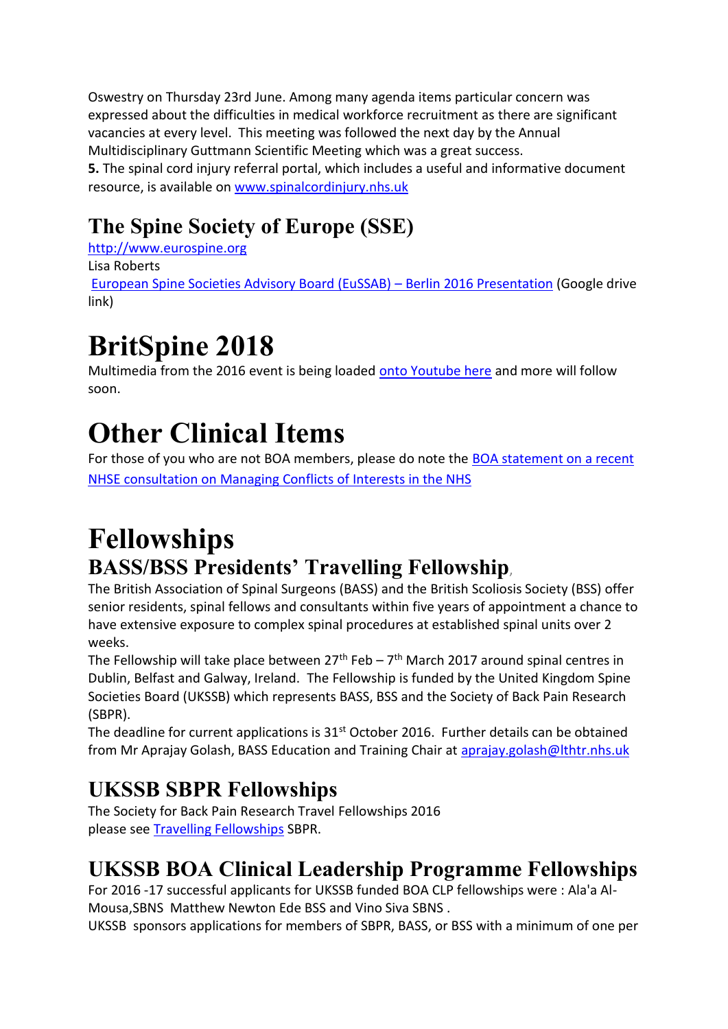Oswestry on Thursday 23rd June. Among many agenda items particular concern was expressed about the difficulties in medical workforce recruitment as there are significant vacancies at every level. This meeting was followed the next day by the Annual Multidisciplinary Guttmann Scientific Meeting which was a great success.

**5.** The spinal cord injury referral portal, which includes a useful and informative document resource, is available on [www.spinalcordinjury.nhs.uk](www.spinalcordinjury.nhs.uk)

## The Spine Society of Europe (SSE)

[http://www.eurospine.org](http://www.eurospine.org)

Lisa Roberts

European Spine Societies Advisory Board (EuSSAB) – Berlin 2016 Presentation (Google drive link)

# BritSpine 2018

Multimedia from the 2016 event is being loaded onto Youtube here and more will follow soon.

# Other Clinical Items

For those of you who are not BOA members, please do note the BOA statement on a recent NHSE consultation on Managing Conflicts of Interests in the NHS

# Fellowships

## BASS/BSS Presidents' Travelling Fellowship,

The British Association of Spinal Surgeons (BASS) and the British Scoliosis Society (BSS) offer senior residents, spinal fellows and consultants within five years of appointment a chance to have extensive exposure to complex spinal procedures at established spinal units over 2 weeks.

The Fellowship will take place between 27th Feb – 7th March 2017 around spinal centres in Dublin, Belfast and Galway, Ireland. The Fellowship is funded by the United Kingdom Spine Societies Board (UKSSB) which represents BASS, BSS and the Society of Back Pain Research (SBPR).

The deadline for current applications is 31st October 2016. Further details can be obtained from Mr Aprajay Golash, BASS Education and Training Chair at aprajay.golash@lthtr.nhs.uk

## UKSSB SBPR Fellowships

The Society for Back Pain Research Travel Fellowships 2016
please see Travelling Fellowships SBPR.

## UKSSB BOA Clinical Leadership Programme Fellowships

For 2016 -17 successful applicants for UKSSB funded BOA CLP fellowships were : Ala'a Al-Mousa,SBNS Matthew Newton Ede BSS and Vino Siva SBNS .

UKSSB sponsors applications for members of SBPR, BASS, or BSS with a minimum of one per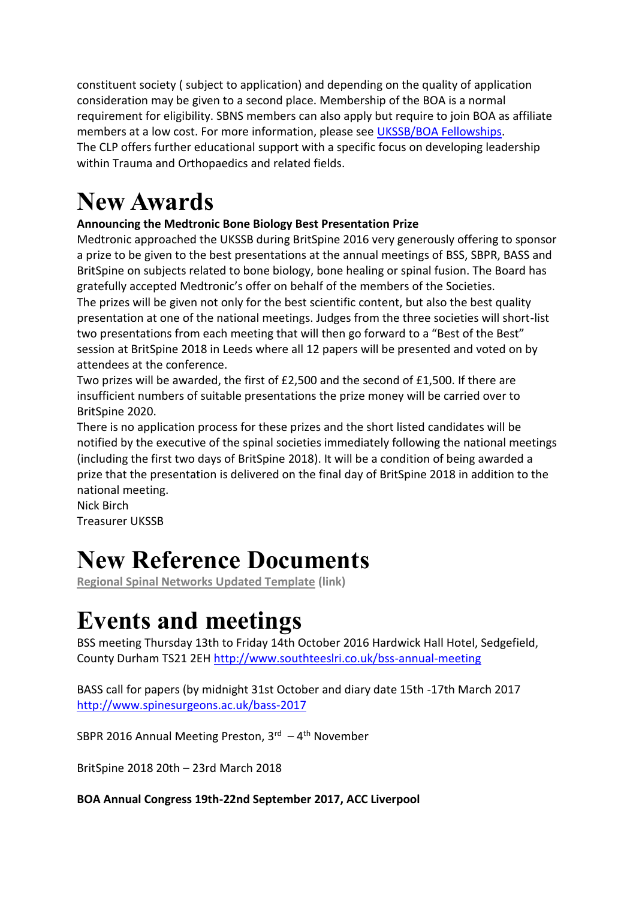constituent society ( subject to application) and depending on the quality of application consideration may be given to a second place. Membership of the BOA is a normal requirement for eligibility. SBNS members can also apply but require to join BOA as affiliate members at a low cost. For more information, please see UKSSB/BOA Fellowships.
The CLP offers further educational support with a specific focus on developing leadership within Trauma and Orthopaedics and related fields.

# New Awards

**Announcing the Medtronic Bone Biology Best Presentation Prize**

Medtronic approached the UKSSB during BritSpine 2016 very generously offering to sponsor a prize to be given to the best presentations at the annual meetings of BSS, SBPR, BASS and BritSpine on subjects related to bone biology, bone healing or spinal fusion. The Board has gratefully accepted Medtronic's offer on behalf of the members of the Societies.
The prizes will be given not only for the best scientific content, but also the best quality presentation at one of the national meetings. Judges from the three societies will short-list two presentations from each meeting that will then go forward to a "Best of the Best" session at BritSpine 2018 in Leeds where all 12 papers will be presented and voted on by attendees at the conference.
Two prizes will be awarded, the first of £2,500 and the second of £1,500. If there are insufficient numbers of suitable presentations the prize money will be carried over to BritSpine 2020.
There is no application process for these prizes and the short listed candidates will be notified by the executive of the spinal societies immediately following the national meetings (including the first two days of BritSpine 2018). It will be a condition of being awarded a prize that the presentation is delivered on the final day of BritSpine 2018 in addition to the national meeting.
Nick Birch
Treasurer UKSSB

# New Reference Documents

**Regional Spinal Networks Updated Template (link)**

# Events and meetings

BSS meeting Thursday 13th to Friday 14th October 2016 Hardwick Hall Hotel, Sedgefield, County Durham TS21 2EH http://www.southteeslri.co.uk/bss-annual-meeting

BASS call for papers (by midnight 31st October and diary date 15th -17th March 2017 http://www.spinesurgeons.ac.uk/bass-2017

SBPR 2016 Annual Meeting Preston, 3rd – 4th November

BritSpine 2018 20th – 23rd March 2018

**BOA Annual Congress 19th-22nd September 2017, ACC Liverpool**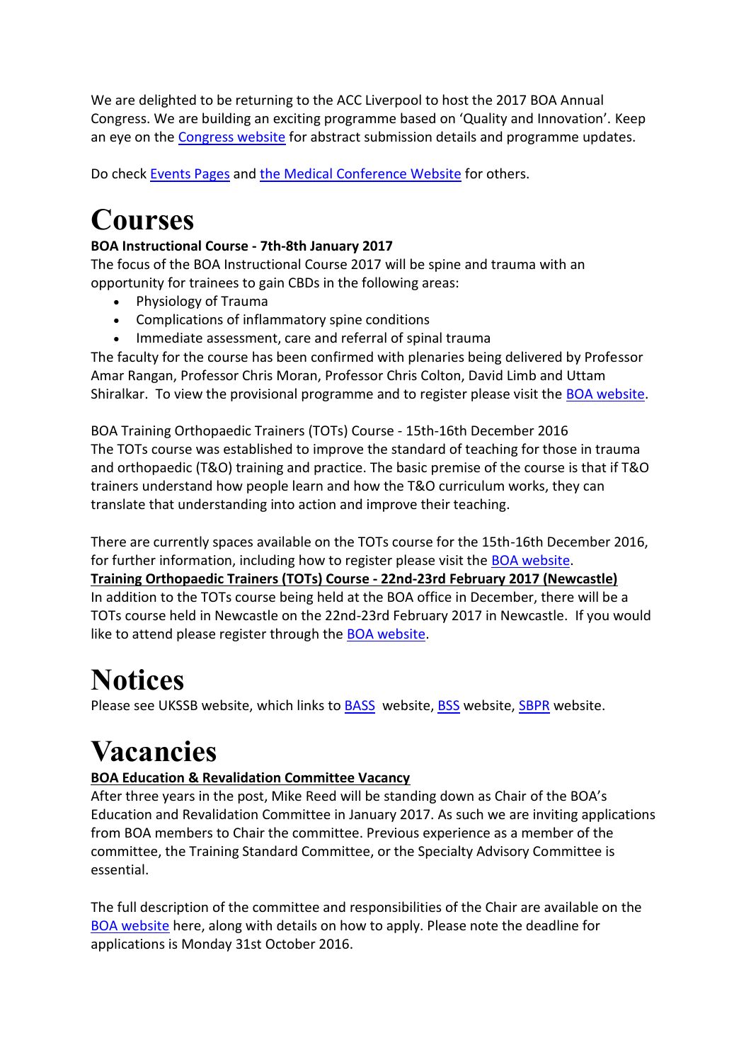We are delighted to be returning to the ACC Liverpool to host the 2017 BOA Annual Congress. We are building an exciting programme based on 'Quality and Innovation'. Keep an eye on the Congress website for abstract submission details and programme updates.

Do check Events Pages and the Medical Conference Website for others.

# Courses

**BOA Instructional Course - 7th-8th January 2017**

The focus of the BOA Instructional Course 2017 will be spine and trauma with an opportunity for trainees to gain CBDs in the following areas:

- Physiology of Trauma
- Complications of inflammatory spine conditions
- Immediate assessment, care and referral of spinal trauma

The faculty for the course has been confirmed with plenaries being delivered by Professor Amar Rangan, Professor Chris Moran, Professor Chris Colton, David Limb and Uttam Shiralkar. To view the provisional programme and to register please visit the BOA website.

BOA Training Orthopaedic Trainers (TOTs) Course - 15th-16th December 2016

The TOTs course was established to improve the standard of teaching for those in trauma and orthopaedic (T&O) training and practice. The basic premise of the course is that if T&O trainers understand how people learn and how the T&O curriculum works, they can translate that understanding into action and improve their teaching.

There are currently spaces available on the TOTs course for the 15th-16th December 2016, for further information, including how to register please visit the BOA website.

**Training Orthopaedic Trainers (TOTs) Course - 22nd-23rd February 2017 (Newcastle)**

In addition to the TOTs course being held at the BOA office in December, there will be a TOTs course held in Newcastle on the 22nd-23rd February 2017 in Newcastle. If you would like to attend please register through the BOA website.

# Notices

Please see UKSSB website, which links to BASS website, BSS website, SBPR website.

# Vacancies

**BOA Education & Revalidation Committee Vacancy**

After three years in the post, Mike Reed will be standing down as Chair of the BOA's Education and Revalidation Committee in January 2017. As such we are inviting applications from BOA members to Chair the committee. Previous experience as a member of the committee, the Training Standard Committee, or the Specialty Advisory Committee is essential.

The full description of the committee and responsibilities of the Chair are available on the BOA website here, along with details on how to apply. Please note the deadline for applications is Monday 31st October 2016.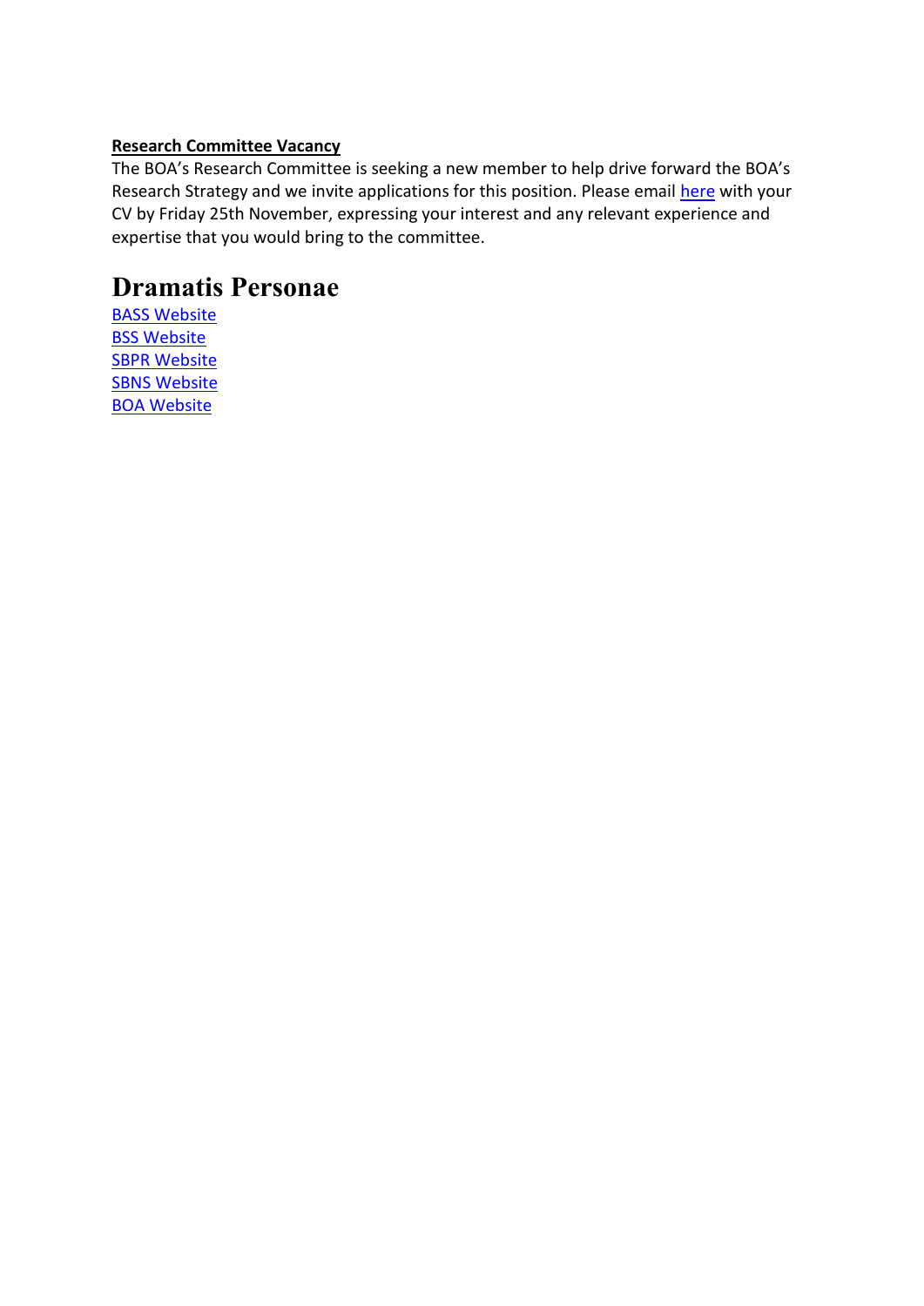**Research Committee Vacancy**

The BOA's Research Committee is seeking a new member to help drive forward the BOA's Research Strategy and we invite applications for this position. Please email here with your CV by Friday 25th November, expressing your interest and any relevant experience and expertise that you would bring to the committee.

# Dramatis Personae

BASS Website
BSS Website
SBPR Website
SBNS Website
BOA Website